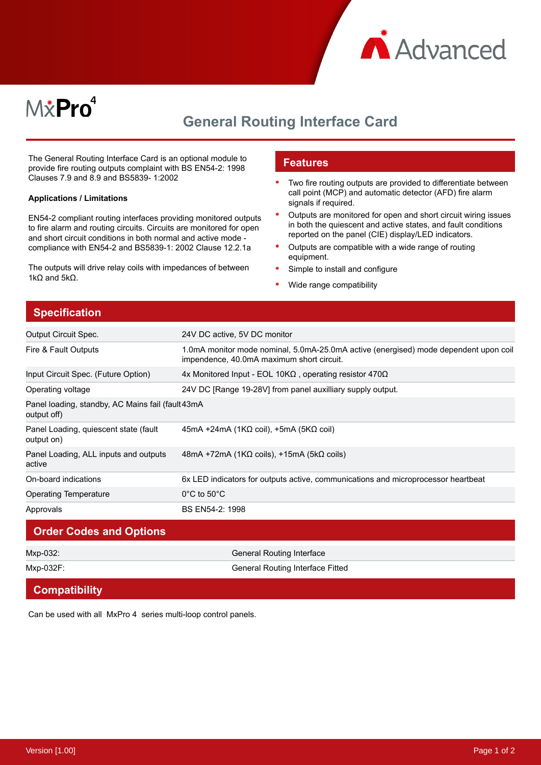MxPro4

# General Routing Interface Card

The General Routing Interface Card is an optional module to provide fire routing outputs complaint with BS EN54-2: 1998 Clauses 7.9 and 8.9 and BS5839- 1:2002

**Applications / Limitations**

EN54-2 compliant routing interfaces providing monitored outputs to fire alarm and routing circuits. Circuits are monitored for open and short circuit conditions in both normal and active mode - compliance with EN54-2 and BS5839-1: 2002 Clause 12.2.1a

The outputs will drive relay coils with impedances of between 1kΩ and 5kΩ.

## Features

- Two fire routing outputs are provided to differentiate between call point (MCP) and automatic detector (AFD) fire alarm signals if required.
- Outputs are monitored for open and short circuit wiring issues in both the quiescent and active states, and fault conditions reported on the panel (CIE) display/LED indicators.
- Outputs are compatible with a wide range of routing equipment.
- Simple to install and configure
- Wide range compatibility

## Specification

| | |
|---|---|
| Output Circuit Spec. | 24V DC active, 5V DC monitor |
| Fire & Fault Outputs | 1.0mA monitor mode nominal, 5.0mA-25.0mA active (energised) mode dependent upon coil impendence, 40.0mA maximum short circuit. |
| Input Circuit Spec. (Future Option) | 4x Monitored Input - EOL 10KΩ , operating resistor 470Ω |
| Operating voltage | 24V DC [Range 19-28V] from panel auxilliary supply output. |
| Panel loading, standby, AC Mains fail (fault output off) | 43mA |
| Panel Loading, quiescent state (fault output on) | 45mA +24mA (1KΩ coil), +5mA (5KΩ coil) |
| Panel Loading, ALL inputs and outputs active | 48mA +72mA (1KΩ coils), +15mA (5kΩ coils) |
| On-board indications | 6x LED indicators for outputs active, communications and microprocessor heartbeat |
| Operating Temperature | 0°C to 50°C |
| Approvals | BS EN54-2: 1998 |

## Order Codes and Options

| | |
|---|---|
| Mxp-032: | General Routing Interface |
| Mxp-032F: | General Routing Interface Fitted |

## Compatibility

Can be used with all MxPro 4 series multi-loop control panels.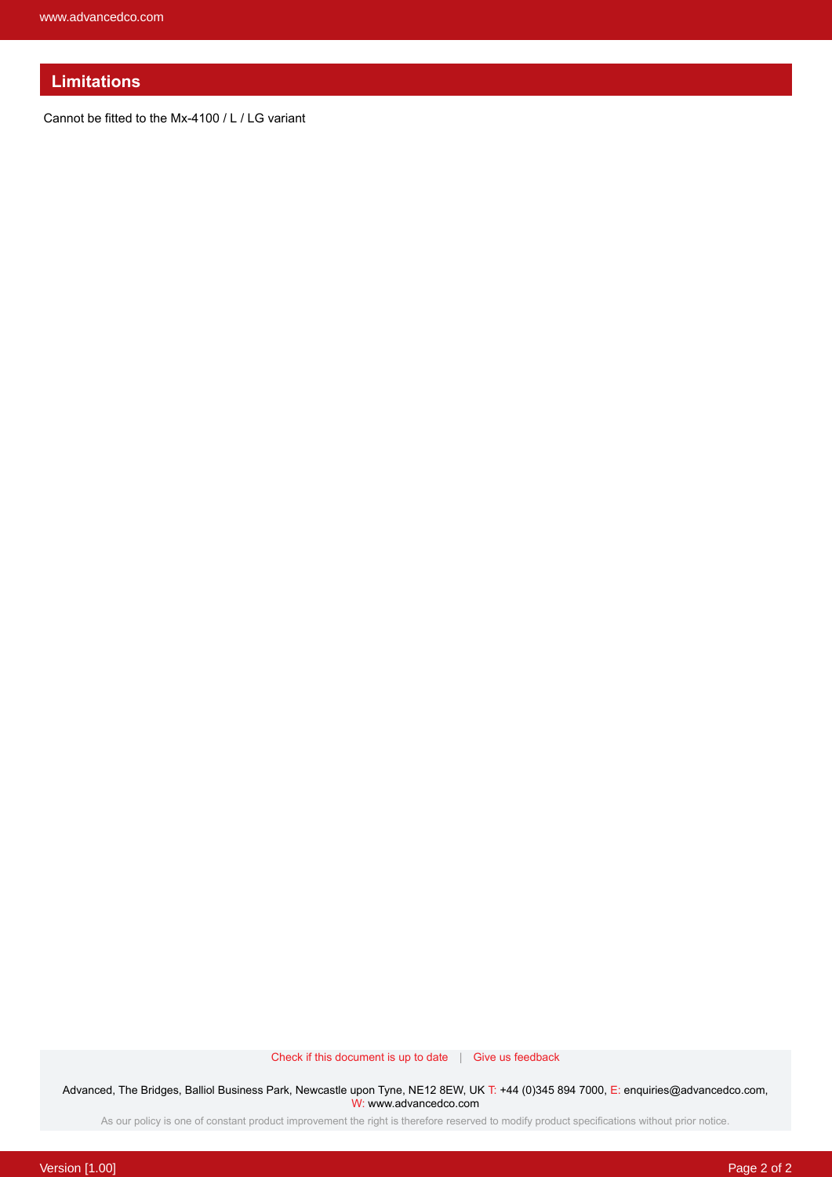## Limitations

Cannot be fitted to the Mx-4100 / L / LG variant

Check if this document is up to date | Give us feedback

Advanced, The Bridges, Balliol Business Park, Newcastle upon Tyne, NE12 8EW, UK T: +44 (0)345 894 7000, E: enquiries@advancedco.com, W: www.advancedco.com

As our policy is one of constant product improvement the right is therefore reserved to modify product specifications without prior notice.